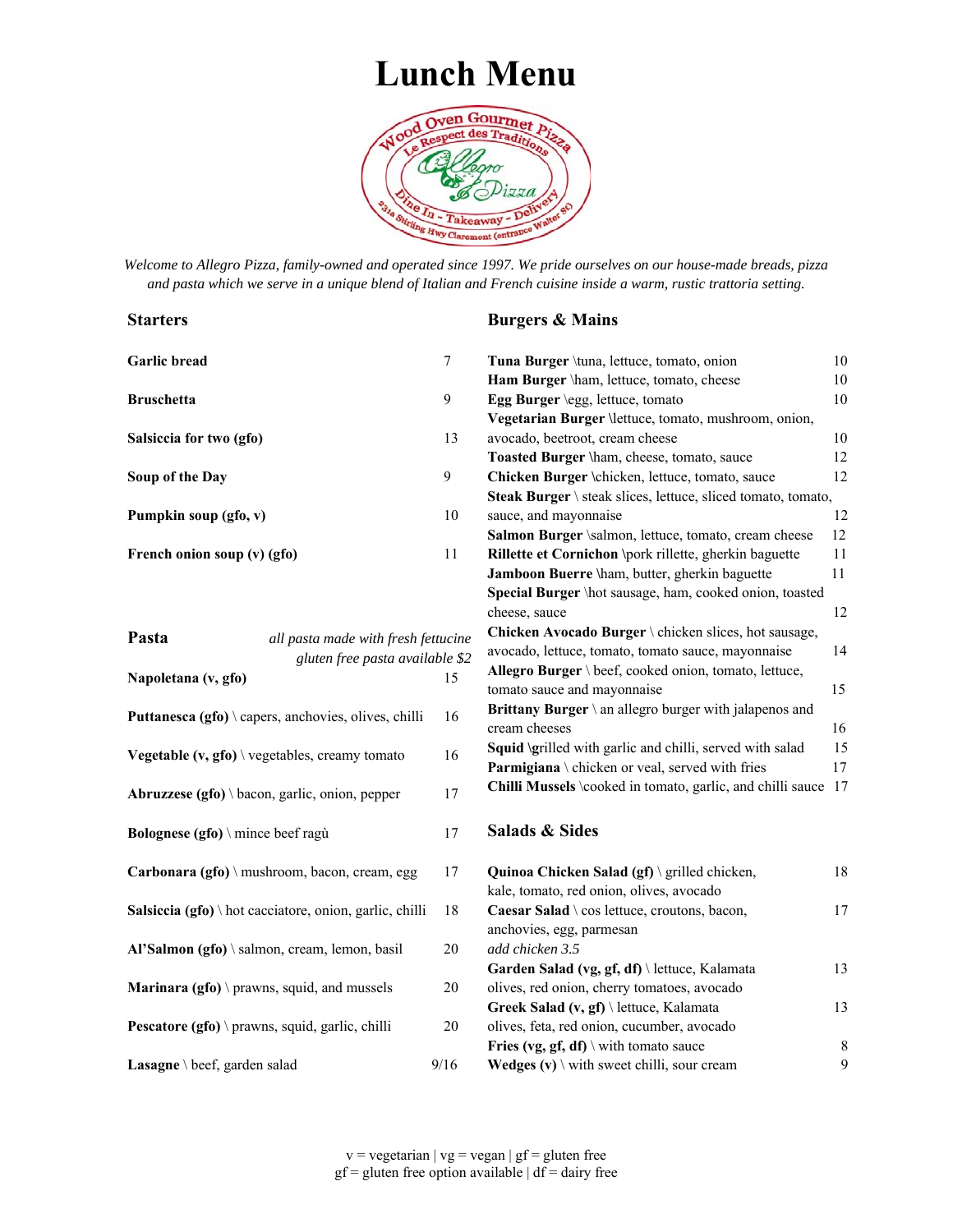# Lunch Menu

*Welcome to Allegro Pizza, family-owned and operated since 1997. We pride ourselves on our house-made breads, pizza and pasta which we serve in a unique blend of Italian and French cuisine inside a warm, rustic trattoria setting.*

## Starters

| Item | Price |
|---|---|
| **Garlic bread** | 7 |
| **Bruschetta** | 9 |
| **Salsiccia for two (gfo)** | 13 |
| **Soup of the Day** | 9 |
| **Pumpkin soup (gfo, v)** | 10 |
| **French onion soup (v) (gfo)** | 11 |

## Pasta

*all pasta made with fresh fettucine*
*gluten free pasta available $2*

| Item | Price |
|---|---|
| **Napoletana (v, gfo)** | 15 |
| **Puttanesca (gfo)** \ capers, anchovies, olives, chilli | 16 |
| **Vegetable (v, gfo)** \ vegetables, creamy tomato | 16 |
| **Abruzzese (gfo)** \ bacon, garlic, onion, pepper | 17 |
| **Bolognese (gfo)** \ mince beef ragù | 17 |
| **Carbonara (gfo)** \ mushroom, bacon, cream, egg | 17 |
| **Salsiccia (gfo)** \ hot cacciatore, onion, garlic, chilli | 18 |
| **Al'Salmon (gfo)** \ salmon, cream, lemon, basil | 20 |
| **Marinara (gfo)** \ prawns, squid, and mussels | 20 |
| **Pescatore (gfo)** \ prawns, squid, garlic, chilli | 20 |
| **Lasagne** \ beef, garden salad | 9/16 |

## Burgers & Mains

| Item | Price |
|---|---|
| **Tuna Burger** \tuna, lettuce, tomato, onion | 10 |
| **Ham Burger** \ham, lettuce, tomato, cheese | 10 |
| **Egg Burger** \egg, lettuce, tomato | 10 |
| **Vegetarian Burger** \lettuce, tomato, mushroom, onion, avocado, beetroot, cream cheese | 10 |
| **Toasted Burger** \ham, cheese, tomato, sauce | 12 |
| **Chicken Burger** \chicken, lettuce, tomato, sauce | 12 |
| **Steak Burger** \ steak slices, lettuce, sliced tomato, tomato, sauce, and mayonnaise | 12 |
| **Salmon Burger** \salmon, lettuce, tomato, cream cheese | 12 |
| **Rillette et Cornichon** \pork rillette, gherkin baguette | 11 |
| **Jamboon Buerre** \ham, butter, gherkin baguette | 11 |
| **Special Burger** \hot sausage, ham, cooked onion, toasted cheese, sauce | 12 |
| **Chicken Avocado Burger** \ chicken slices, hot sausage, avocado, lettuce, tomato, tomato sauce, mayonnaise | 14 |
| **Allegro Burger** \ beef, cooked onion, tomato, lettuce, tomato sauce and mayonnaise | 15 |
| **Brittany Burger** \ an allegro burger with jalapenos and cream cheeses | 16 |
| **Squid** \grilled with garlic and chilli, served with salad | 15 |
| **Parmigiana** \ chicken or veal, served with fries | 17 |
| **Chilli Mussels** \cooked in tomato, garlic, and chilli sauce | 17 |

## Salads & Sides

| Item | Price |
|---|---|
| **Quinoa Chicken Salad (gf)** \ grilled chicken, kale, tomato, red onion, olives, avocado | 18 |
| **Caesar Salad** \ cos lettuce, croutons, bacon, anchovies, egg, parmesan<br>*add chicken 3.5* | 17 |
| **Garden Salad (vg, gf, df)** \ lettuce, Kalamata olives, red onion, cherry tomatoes, avocado | 13 |
| **Greek Salad (v, gf)** \ lettuce, Kalamata olives, feta, red onion, cucumber, avocado | 13 |
| **Fries (vg, gf, df)** \ with tomato sauce | 8 |
| **Wedges (v)** \ with sweet chilli, sour cream | 9 |

v = vegetarian | vg = vegan | gf = gluten free
gf = gluten free option available | df = dairy free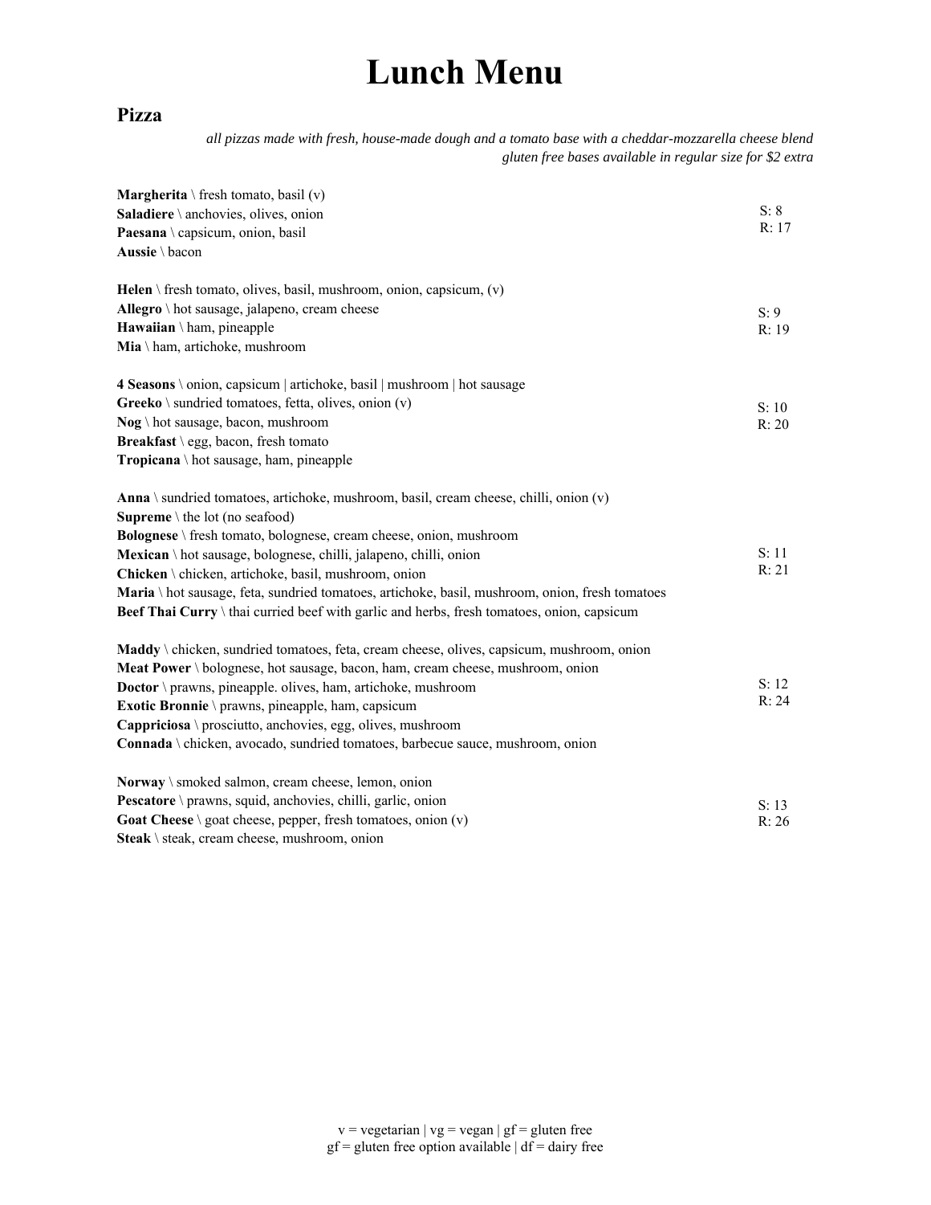# Lunch Menu

## Pizza

*all pizzas made with fresh, house-made dough and a tomato base with a cheddar-mozzarella cheese blend*
*gluten free bases available in regular size for $2 extra*

**Margherita** \ fresh tomato, basil (v)
**Saladiere** \ anchovies, olives, onion
**Paesana** \ capsicum, onion, basil
**Aussie** \ bacon

S: 8
R: 17

**Helen** \ fresh tomato, olives, basil, mushroom, onion, capsicum, (v)
**Allegro** \ hot sausage, jalapeno, cream cheese
**Hawaiian** \ ham, pineapple
**Mia** \ ham, artichoke, mushroom

S: 9
R: 19

**4 Seasons** \ onion, capsicum | artichoke, basil | mushroom | hot sausage
**Greeko** \ sundried tomatoes, fetta, olives, onion (v)
**Nog** \ hot sausage, bacon, mushroom
**Breakfast** \ egg, bacon, fresh tomato
**Tropicana** \ hot sausage, ham, pineapple

S: 10
R: 20

**Anna** \ sundried tomatoes, artichoke, mushroom, basil, cream cheese, chilli, onion (v)
**Supreme** \ the lot (no seafood)
**Bolognese** \ fresh tomato, bolognese, cream cheese, onion, mushroom
**Mexican** \ hot sausage, bolognese, chilli, jalapeno, chilli, onion
**Chicken** \ chicken, artichoke, basil, mushroom, onion
**Maria** \ hot sausage, feta, sundried tomatoes, artichoke, basil, mushroom, onion, fresh tomatoes
**Beef Thai Curry** \ thai curried beef with garlic and herbs, fresh tomatoes, onion, capsicum

S: 11
R: 21

**Maddy** \ chicken, sundried tomatoes, feta, cream cheese, olives, capsicum, mushroom, onion
**Meat Power** \ bolognese, hot sausage, bacon, ham, cream cheese, mushroom, onion
**Doctor** \ prawns, pineapple. olives, ham, artichoke, mushroom
**Exotic Bronnie** \ prawns, pineapple, ham, capsicum
**Cappriciosa** \ prosciutto, anchovies, egg, olives, mushroom
**Connada** \ chicken, avocado, sundried tomatoes, barbecue sauce, mushroom, onion

S: 12
R: 24

**Norway** \ smoked salmon, cream cheese, lemon, onion
**Pescatore** \ prawns, squid, anchovies, chilli, garlic, onion
**Goat Cheese** \ goat cheese, pepper, fresh tomatoes, onion (v)
**Steak** \ steak, cream cheese, mushroom, onion

S: 13
R: 26

v = vegetarian | vg = vegan | gf = gluten free
gf = gluten free option available | df = dairy free